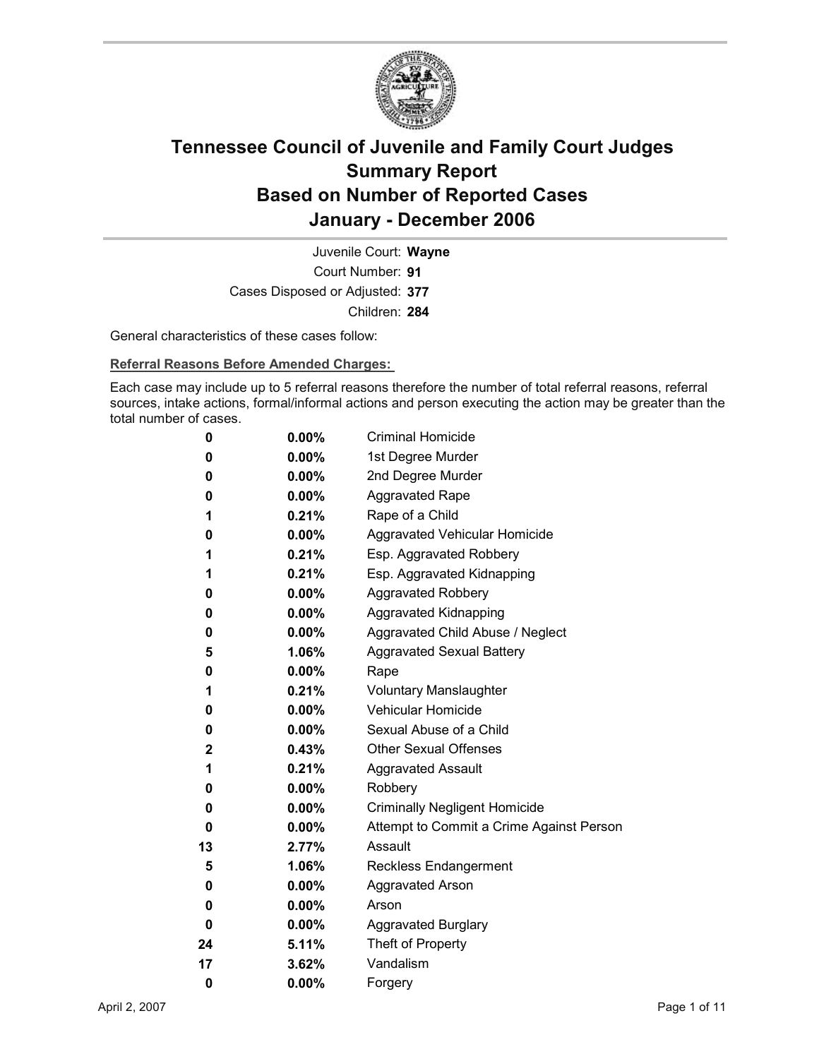# Tennessee Council of Juvenile and Family Court Judges
## Summary Report
## Based on Number of Reported Cases
## January - December 2006

Juvenile Court: **Wayne**
Court Number: **91**
Cases Disposed or Adjusted: **377**
Children: **284**

General characteristics of these cases follow:

**Referral Reasons Before Amended Charges:**

Each case may include up to 5 referral reasons therefore the number of total referral reasons, referral sources, intake actions, formal/informal actions and person executing the action may be greater than the total number of cases.

| | | |
|---|---|---|
| **0** | **0.00%** | Criminal Homicide |
| **0** | **0.00%** | 1st Degree Murder |
| **0** | **0.00%** | 2nd Degree Murder |
| **0** | **0.00%** | Aggravated Rape |
| **1** | **0.21%** | Rape of a Child |
| **0** | **0.00%** | Aggravated Vehicular Homicide |
| **1** | **0.21%** | Esp. Aggravated Robbery |
| **1** | **0.21%** | Esp. Aggravated Kidnapping |
| **0** | **0.00%** | Aggravated Robbery |
| **0** | **0.00%** | Aggravated Kidnapping |
| **0** | **0.00%** | Aggravated Child Abuse / Neglect |
| **5** | **1.06%** | Aggravated Sexual Battery |
| **0** | **0.00%** | Rape |
| **1** | **0.21%** | Voluntary Manslaughter |
| **0** | **0.00%** | Vehicular Homicide |
| **0** | **0.00%** | Sexual Abuse of a Child |
| **2** | **0.43%** | Other Sexual Offenses |
| **1** | **0.21%** | Aggravated Assault |
| **0** | **0.00%** | Robbery |
| **0** | **0.00%** | Criminally Negligent Homicide |
| **0** | **0.00%** | Attempt to Commit a Crime Against Person |
| **13** | **2.77%** | Assault |
| **5** | **1.06%** | Reckless Endangerment |
| **0** | **0.00%** | Aggravated Arson |
| **0** | **0.00%** | Arson |
| **0** | **0.00%** | Aggravated Burglary |
| **24** | **5.11%** | Theft of Property |
| **17** | **3.62%** | Vandalism |
| **0** | **0.00%** | Forgery |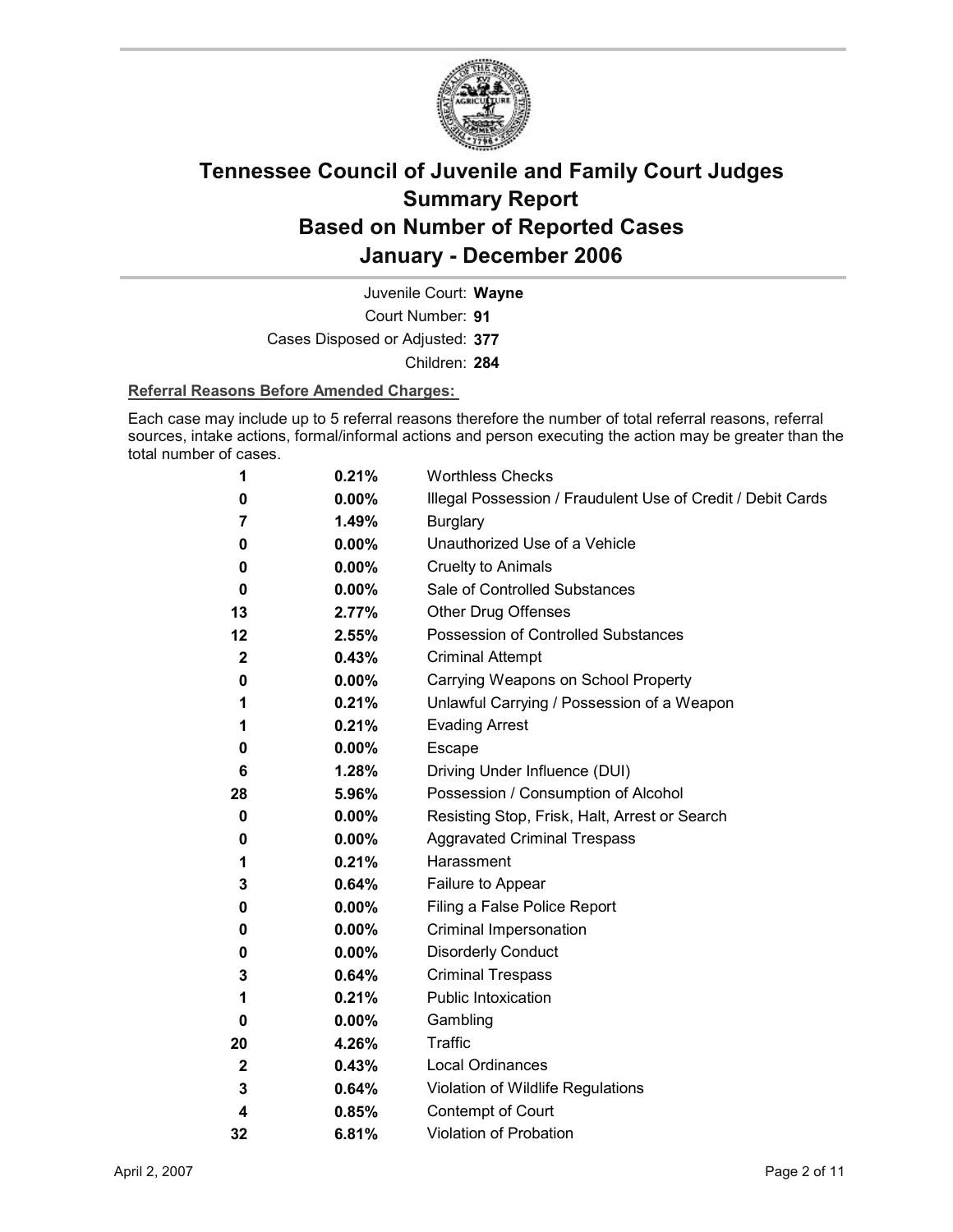# Tennessee Council of Juvenile and Family Court Judges
# Summary Report
# Based on Number of Reported Cases
# January - December 2006

Juvenile Court: **Wayne**

Court Number: **91**

Cases Disposed or Adjusted: **377**

Children: **284**

**Referral Reasons Before Amended Charges:**

Each case may include up to 5 referral reasons therefore the number of total referral reasons, referral sources, intake actions, formal/informal actions and person executing the action may be greater than the total number of cases.

| Count | Percent | Referral Reason |
|---|---|---|
| 1 | 0.21% | Worthless Checks |
| 0 | 0.00% | Illegal Possession / Fraudulent Use of Credit / Debit Cards |
| 7 | 1.49% | Burglary |
| 0 | 0.00% | Unauthorized Use of a Vehicle |
| 0 | 0.00% | Cruelty to Animals |
| 0 | 0.00% | Sale of Controlled Substances |
| 13 | 2.77% | Other Drug Offenses |
| 12 | 2.55% | Possession of Controlled Substances |
| 2 | 0.43% | Criminal Attempt |
| 0 | 0.00% | Carrying Weapons on School Property |
| 1 | 0.21% | Unlawful Carrying / Possession of a Weapon |
| 1 | 0.21% | Evading Arrest |
| 0 | 0.00% | Escape |
| 6 | 1.28% | Driving Under Influence (DUI) |
| 28 | 5.96% | Possession / Consumption of Alcohol |
| 0 | 0.00% | Resisting Stop, Frisk, Halt, Arrest or Search |
| 0 | 0.00% | Aggravated Criminal Trespass |
| 1 | 0.21% | Harassment |
| 3 | 0.64% | Failure to Appear |
| 0 | 0.00% | Filing a False Police Report |
| 0 | 0.00% | Criminal Impersonation |
| 0 | 0.00% | Disorderly Conduct |
| 3 | 0.64% | Criminal Trespass |
| 1 | 0.21% | Public Intoxication |
| 0 | 0.00% | Gambling |
| 20 | 4.26% | Traffic |
| 2 | 0.43% | Local Ordinances |
| 3 | 0.64% | Violation of Wildlife Regulations |
| 4 | 0.85% | Contempt of Court |
| 32 | 6.81% | Violation of Probation |

April 2, 2007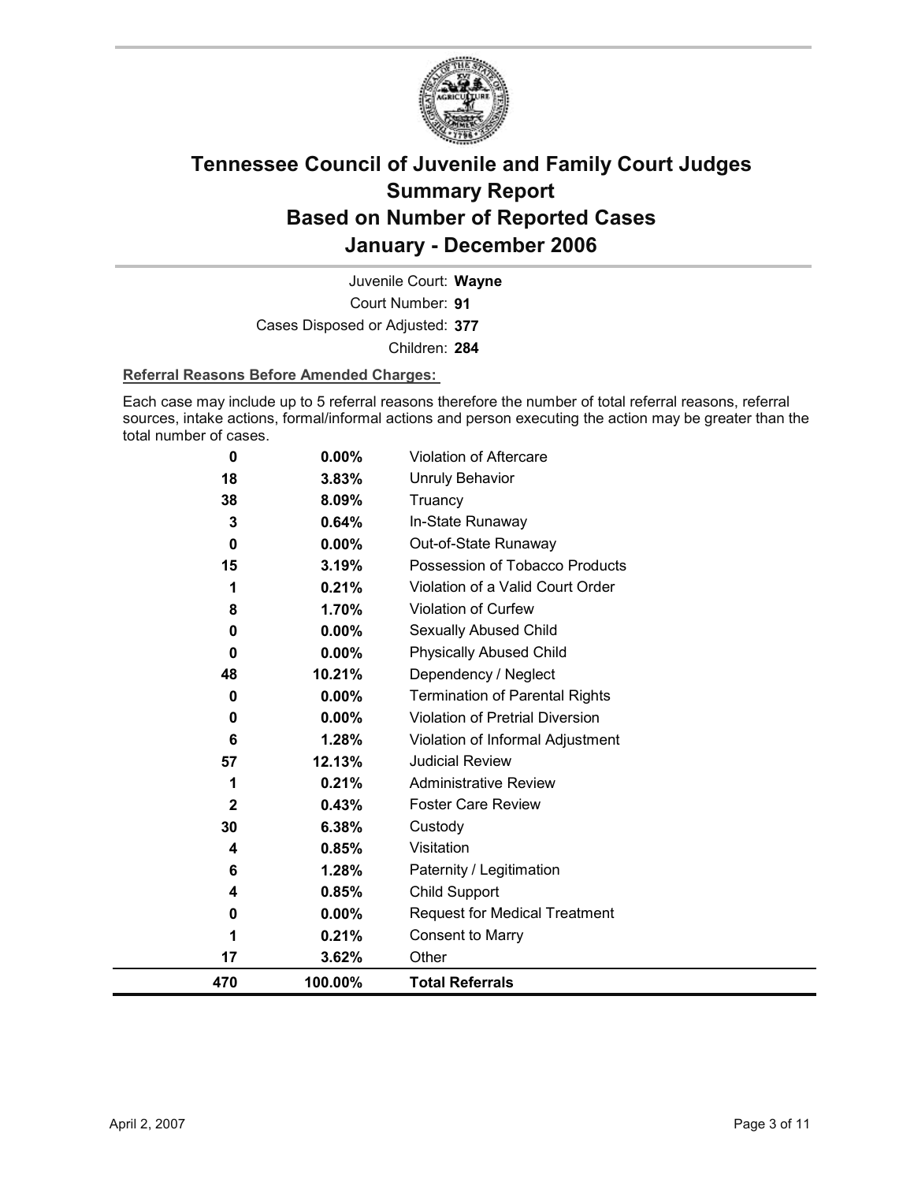# Tennessee Council of Juvenile and Family Court Judges
# Summary Report
# Based on Number of Reported Cases
# January - December 2006

Juvenile Court: **Wayne**

Court Number: **91**

Cases Disposed or Adjusted: **377**

Children: **284**

**Referral Reasons Before Amended Charges:**

Each case may include up to 5 referral reasons therefore the number of total referral reasons, referral sources, intake actions, formal/informal actions and person executing the action may be greater than the total number of cases.

| | | |
|---|---|---|
| 0 | 0.00% | Violation of Aftercare |
| 18 | 3.83% | Unruly Behavior |
| 38 | 8.09% | Truancy |
| 3 | 0.64% | In-State Runaway |
| 0 | 0.00% | Out-of-State Runaway |
| 15 | 3.19% | Possession of Tobacco Products |
| 1 | 0.21% | Violation of a Valid Court Order |
| 8 | 1.70% | Violation of Curfew |
| 0 | 0.00% | Sexually Abused Child |
| 0 | 0.00% | Physically Abused Child |
| 48 | 10.21% | Dependency / Neglect |
| 0 | 0.00% | Termination of Parental Rights |
| 0 | 0.00% | Violation of Pretrial Diversion |
| 6 | 1.28% | Violation of Informal Adjustment |
| 57 | 12.13% | Judicial Review |
| 1 | 0.21% | Administrative Review |
| 2 | 0.43% | Foster Care Review |
| 30 | 6.38% | Custody |
| 4 | 0.85% | Visitation |
| 6 | 1.28% | Paternity / Legitimation |
| 4 | 0.85% | Child Support |
| 0 | 0.00% | Request for Medical Treatment |
| 1 | 0.21% | Consent to Marry |
| 17 | 3.62% | Other |
| **470** | **100.00%** | **Total Referrals** |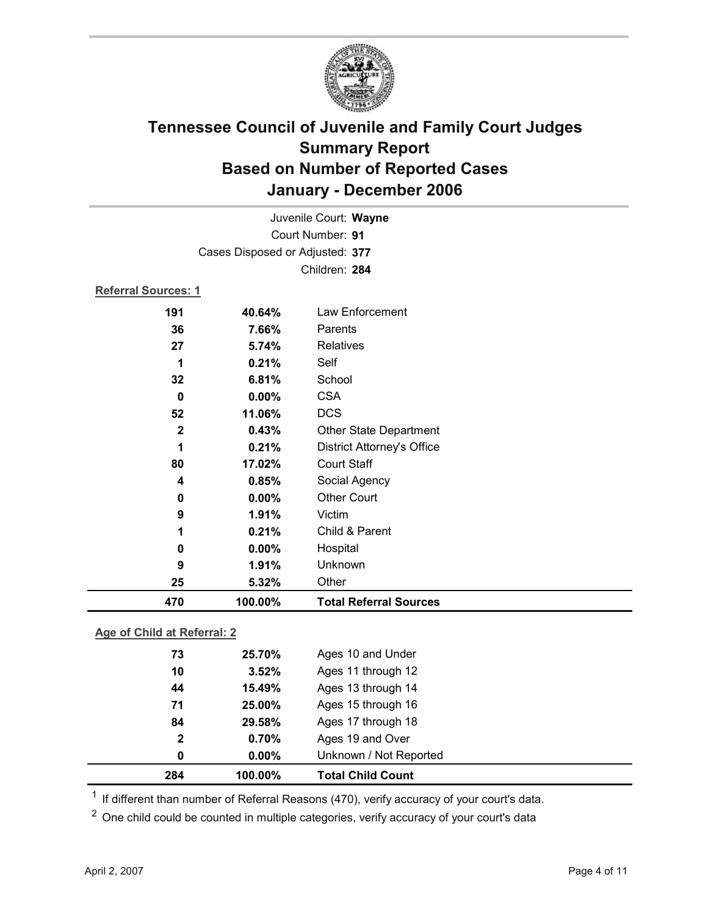# Tennessee Council of Juvenile and Family Court Judges
## Summary Report
## Based on Number of Reported Cases
## January - December 2006

Juvenile Court: **Wayne**
Court Number: **91**
Cases Disposed or Adjusted: **377**
Children: **284**

**Referral Sources: 1**

| | | |
|---|---|---|
| 191 | 40.64% | Law Enforcement |
| 36 | 7.66% | Parents |
| 27 | 5.74% | Relatives |
| 1 | 0.21% | Self |
| 32 | 6.81% | School |
| 0 | 0.00% | CSA |
| 52 | 11.06% | DCS |
| 2 | 0.43% | Other State Department |
| 1 | 0.21% | District Attorney's Office |
| 80 | 17.02% | Court Staff |
| 4 | 0.85% | Social Agency |
| 0 | 0.00% | Other Court |
| 9 | 1.91% | Victim |
| 1 | 0.21% | Child & Parent |
| 0 | 0.00% | Hospital |
| 9 | 1.91% | Unknown |
| 25 | 5.32% | Other |
| **470** | **100.00%** | **Total Referral Sources** |

**Age of Child at Referral: 2**

| | | |
|---|---|---|
| 73 | 25.70% | Ages 10 and Under |
| 10 | 3.52% | Ages 11 through 12 |
| 44 | 15.49% | Ages 13 through 14 |
| 71 | 25.00% | Ages 15 through 16 |
| 84 | 29.58% | Ages 17 through 18 |
| 2 | 0.70% | Ages 19 and Over |
| 0 | 0.00% | Unknown / Not Reported |
| **284** | **100.00%** | **Total Child Count** |

[1] If different than number of Referral Reasons (470), verify accuracy of your court's data.

[2] One child could be counted in multiple categories, verify accuracy of your court's data

April 2, 2007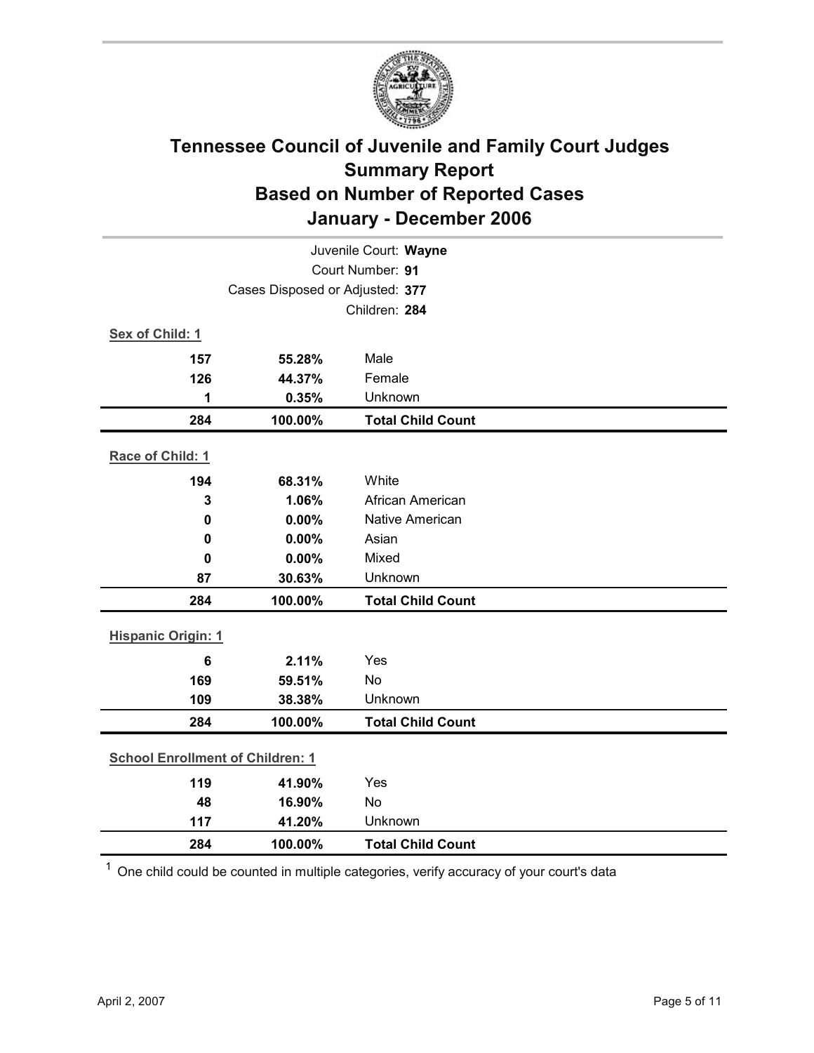# Tennessee Council of Juvenile and Family Court Judges
## Summary Report
## Based on Number of Reported Cases
## January - December 2006

Juvenile Court: **Wayne**

Court Number: **91**

Cases Disposed or Adjusted: **377**

Children: **284**

**Sex of Child: 1**

| Count | Percent | Category |
|---|---|---|
| 157 | 55.28% | Male |
| 126 | 44.37% | Female |
| 1 | 0.35% | Unknown |
| **284** | **100.00%** | **Total Child Count** |

**Race of Child: 1**

| Count | Percent | Category |
|---|---|---|
| 194 | 68.31% | White |
| 3 | 1.06% | African American |
| 0 | 0.00% | Native American |
| 0 | 0.00% | Asian |
| 0 | 0.00% | Mixed |
| 87 | 30.63% | Unknown |
| **284** | **100.00%** | **Total Child Count** |

**Hispanic Origin: 1**

| Count | Percent | Category |
|---|---|---|
| 6 | 2.11% | Yes |
| 169 | 59.51% | No |
| 109 | 38.38% | Unknown |
| **284** | **100.00%** | **Total Child Count** |

**School Enrollment of Children: 1**

| Count | Percent | Category |
|---|---|---|
| 119 | 41.90% | Yes |
| 48 | 16.90% | No |
| 117 | 41.20% | Unknown |
| **284** | **100.00%** | **Total Child Count** |

[1] One child could be counted in multiple categories, verify accuracy of your court's data

April 2, 2007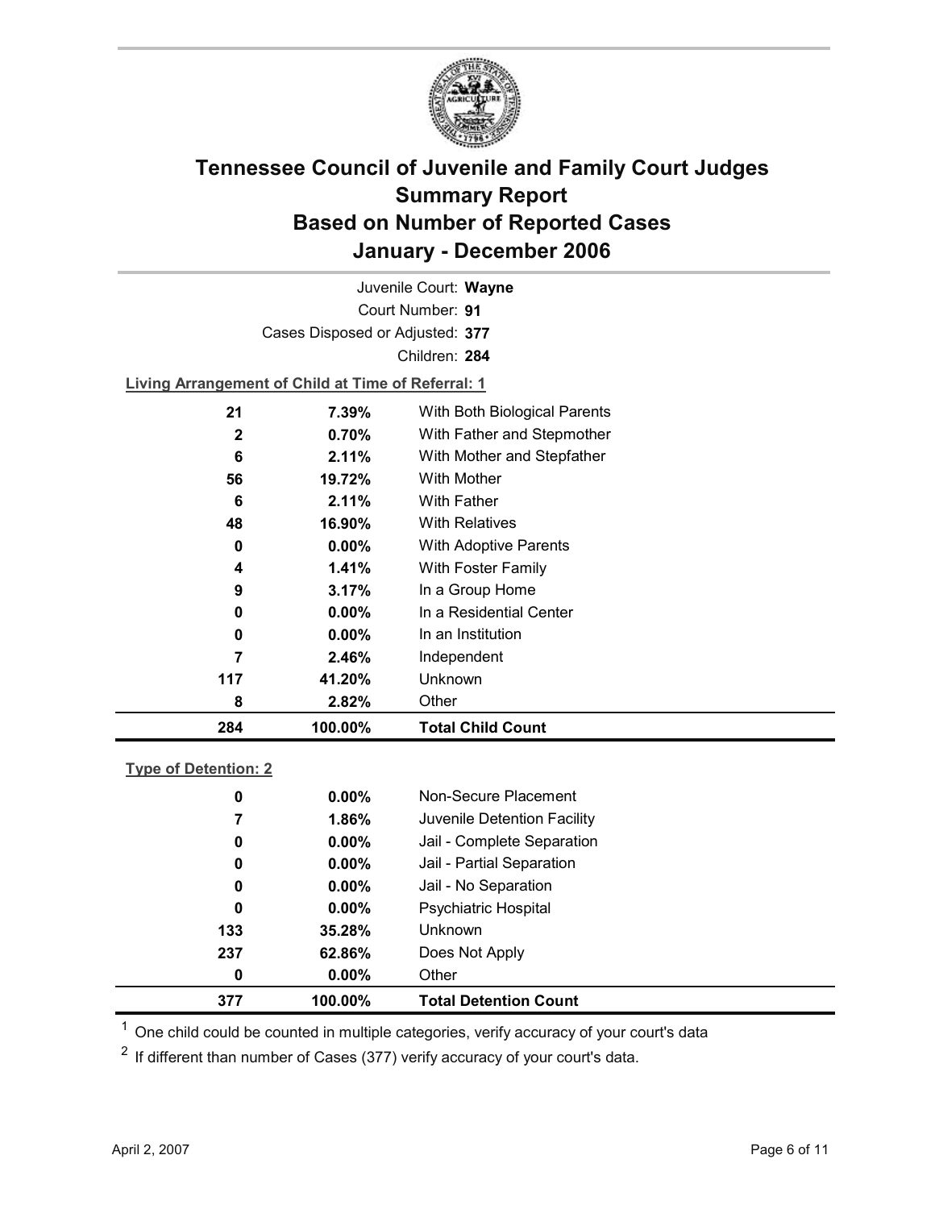# Tennessee Council of Juvenile and Family Court Judges
## Summary Report
## Based on Number of Reported Cases
## January - December 2006

Juvenile Court: **Wayne**

Court Number: **91**

Cases Disposed or Adjusted: **377**

Children: **284**

**Living Arrangement of Child at Time of Referral: 1**

| Count | Percent | Category |
|---|---|---|
| 21 | 7.39% | With Both Biological Parents |
| 2 | 0.70% | With Father and Stepmother |
| 6 | 2.11% | With Mother and Stepfather |
| 56 | 19.72% | With Mother |
| 6 | 2.11% | With Father |
| 48 | 16.90% | With Relatives |
| 0 | 0.00% | With Adoptive Parents |
| 4 | 1.41% | With Foster Family |
| 9 | 3.17% | In a Group Home |
| 0 | 0.00% | In a Residential Center |
| 0 | 0.00% | In an Institution |
| 7 | 2.46% | Independent |
| 117 | 41.20% | Unknown |
| 8 | 2.82% | Other |
| **284** | **100.00%** | **Total Child Count** |

**Type of Detention: 2**

| Count | Percent | Category |
|---|---|---|
| 0 | 0.00% | Non-Secure Placement |
| 7 | 1.86% | Juvenile Detention Facility |
| 0 | 0.00% | Jail - Complete Separation |
| 0 | 0.00% | Jail - Partial Separation |
| 0 | 0.00% | Jail - No Separation |
| 0 | 0.00% | Psychiatric Hospital |
| 133 | 35.28% | Unknown |
| 237 | 62.86% | Does Not Apply |
| 0 | 0.00% | Other |
| **377** | **100.00%** | **Total Detention Count** |

[1] One child could be counted in multiple categories, verify accuracy of your court's data

[2] If different than number of Cases (377) verify accuracy of your court's data.

April 2, 2007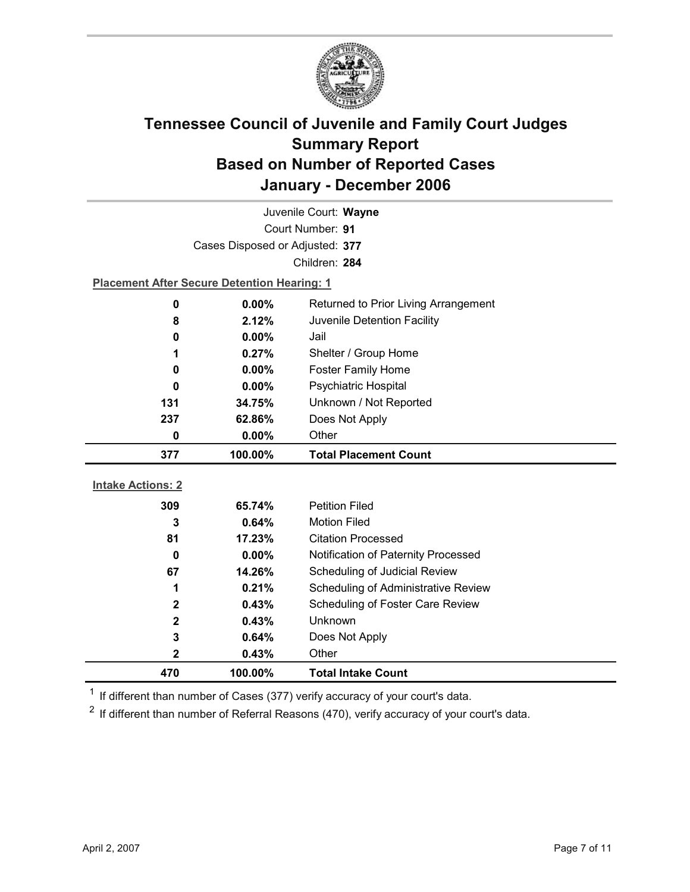# Tennessee Council of Juvenile and Family Court Judges
## Summary Report
## Based on Number of Reported Cases
## January - December 2006

Juvenile Court: **Wayne**
Court Number: **91**
Cases Disposed or Adjusted: **377**
Children: **284**

**Placement After Secure Detention Hearing: 1**

| Count | Percent | Placement |
|---|---|---|
| 0 | 0.00% | Returned to Prior Living Arrangement |
| 8 | 2.12% | Juvenile Detention Facility |
| 0 | 0.00% | Jail |
| 1 | 0.27% | Shelter / Group Home |
| 0 | 0.00% | Foster Family Home |
| 0 | 0.00% | Psychiatric Hospital |
| 131 | 34.75% | Unknown / Not Reported |
| 237 | 62.86% | Does Not Apply |
| 0 | 0.00% | Other |
| **377** | **100.00%** | **Total Placement Count** |

**Intake Actions: 2**

| Count | Percent | Intake Action |
|---|---|---|
| 309 | 65.74% | Petition Filed |
| 3 | 0.64% | Motion Filed |
| 81 | 17.23% | Citation Processed |
| 0 | 0.00% | Notification of Paternity Processed |
| 67 | 14.26% | Scheduling of Judicial Review |
| 1 | 0.21% | Scheduling of Administrative Review |
| 2 | 0.43% | Scheduling of Foster Care Review |
| 2 | 0.43% | Unknown |
| 3 | 0.64% | Does Not Apply |
| 2 | 0.43% | Other |
| **470** | **100.00%** | **Total Intake Count** |

[1] If different than number of Cases (377) verify accuracy of your court's data.

[2] If different than number of Referral Reasons (470), verify accuracy of your court's data.

April 2, 2007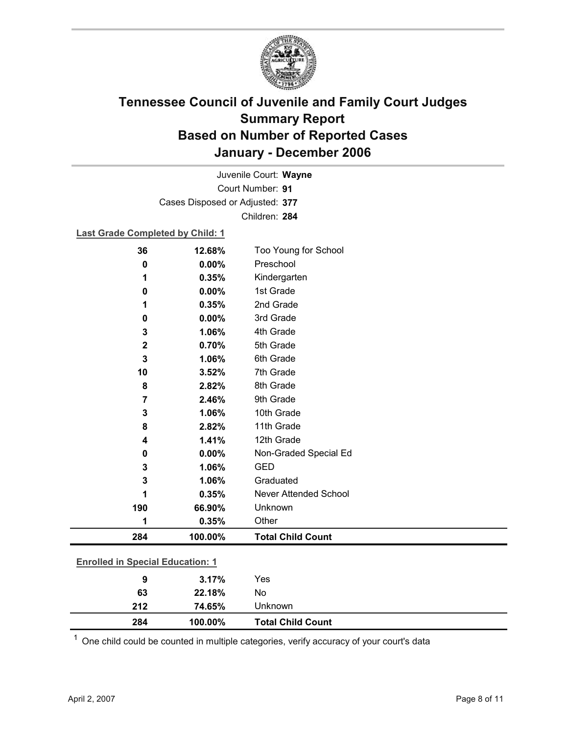# Tennessee Council of Juvenile and Family Court Judges
## Summary Report
## Based on Number of Reported Cases
## January - December 2006

Juvenile Court: **Wayne**

Court Number: **91**

Cases Disposed or Adjusted: **377**

Children: **284**

**Last Grade Completed by Child: 1**

| | | |
|---|---|---|
| 36 | 12.68% | Too Young for School |
| 0 | 0.00% | Preschool |
| 1 | 0.35% | Kindergarten |
| 0 | 0.00% | 1st Grade |
| 1 | 0.35% | 2nd Grade |
| 0 | 0.00% | 3rd Grade |
| 3 | 1.06% | 4th Grade |
| 2 | 0.70% | 5th Grade |
| 3 | 1.06% | 6th Grade |
| 10 | 3.52% | 7th Grade |
| 8 | 2.82% | 8th Grade |
| 7 | 2.46% | 9th Grade |
| 3 | 1.06% | 10th Grade |
| 8 | 2.82% | 11th Grade |
| 4 | 1.41% | 12th Grade |
| 0 | 0.00% | Non-Graded Special Ed |
| 3 | 1.06% | GED |
| 3 | 1.06% | Graduated |
| 1 | 0.35% | Never Attended School |
| 190 | 66.90% | Unknown |
| 1 | 0.35% | Other |
| **284** | **100.00%** | **Total Child Count** |

**Enrolled in Special Education: 1**

| | | |
|---|---|---|
| 9 | 3.17% | Yes |
| 63 | 22.18% | No |
| 212 | 74.65% | Unknown |
| **284** | **100.00%** | **Total Child Count** |

[1] One child could be counted in multiple categories, verify accuracy of your court's data

April 2, 2007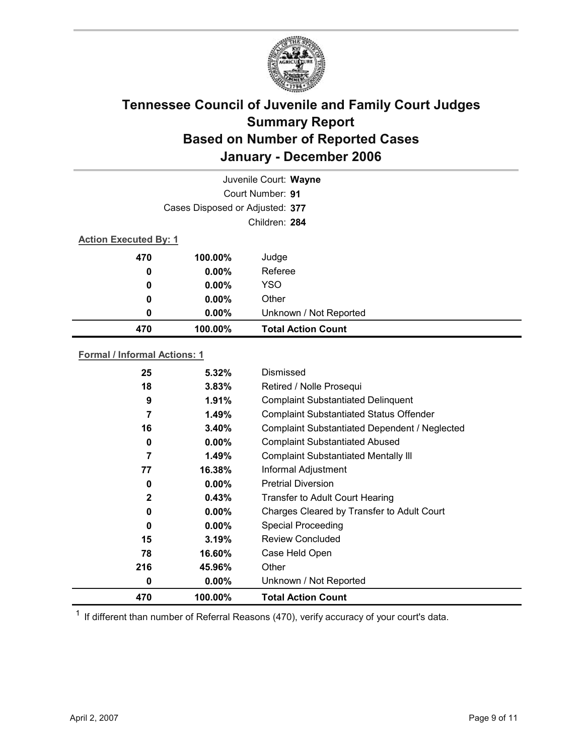# Tennessee Council of Juvenile and Family Court Judges
# Summary Report
# Based on Number of Reported Cases
# January - December 2006

Juvenile Court: **Wayne**

Court Number: **91**

Cases Disposed or Adjusted: **377**

Children: **284**

**Action Executed By: 1**

| | | |
|---|---|---|
| 470 | 100.00% | Judge |
| 0 | 0.00% | Referee |
| 0 | 0.00% | YSO |
| 0 | 0.00% | Other |
| 0 | 0.00% | Unknown / Not Reported |
| **470** | **100.00%** | **Total Action Count** |

**Formal / Informal Actions: 1**

| | | |
|---|---|---|
| 25 | 5.32% | Dismissed |
| 18 | 3.83% | Retired / Nolle Prosequi |
| 9 | 1.91% | Complaint Substantiated Delinquent |
| 7 | 1.49% | Complaint Substantiated Status Offender |
| 16 | 3.40% | Complaint Substantiated Dependent / Neglected |
| 0 | 0.00% | Complaint Substantiated Abused |
| 7 | 1.49% | Complaint Substantiated Mentally Ill |
| 77 | 16.38% | Informal Adjustment |
| 0 | 0.00% | Pretrial Diversion |
| 2 | 0.43% | Transfer to Adult Court Hearing |
| 0 | 0.00% | Charges Cleared by Transfer to Adult Court |
| 0 | 0.00% | Special Proceeding |
| 15 | 3.19% | Review Concluded |
| 78 | 16.60% | Case Held Open |
| 216 | 45.96% | Other |
| 0 | 0.00% | Unknown / Not Reported |
| **470** | **100.00%** | **Total Action Count** |

[1] If different than number of Referral Reasons (470), verify accuracy of your court's data.

April 2, 2007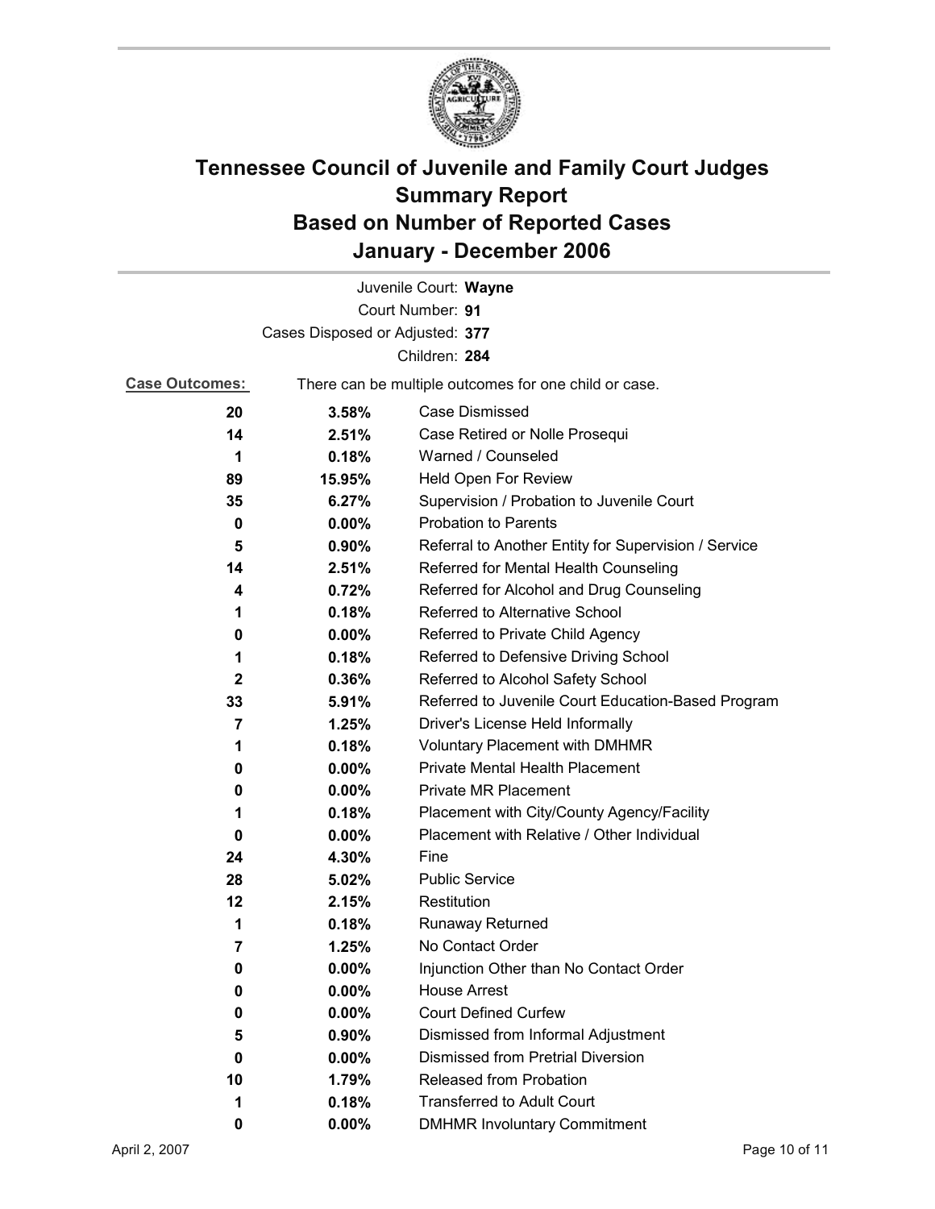# Tennessee Council of Juvenile and Family Court Judges
## Summary Report
## Based on Number of Reported Cases
## January - December 2006

Juvenile Court: **Wayne**

Court Number: **91**

Cases Disposed or Adjusted: **377**

Children: **284**

**Case Outcomes:** There can be multiple outcomes for one child or case.

| Count | Percent | Outcome |
|---|---|---|
| 20 | 3.58% | Case Dismissed |
| 14 | 2.51% | Case Retired or Nolle Prosequi |
| 1 | 0.18% | Warned / Counseled |
| 89 | 15.95% | Held Open For Review |
| 35 | 6.27% | Supervision / Probation to Juvenile Court |
| 0 | 0.00% | Probation to Parents |
| 5 | 0.90% | Referral to Another Entity for Supervision / Service |
| 14 | 2.51% | Referred for Mental Health Counseling |
| 4 | 0.72% | Referred for Alcohol and Drug Counseling |
| 1 | 0.18% | Referred to Alternative School |
| 0 | 0.00% | Referred to Private Child Agency |
| 1 | 0.18% | Referred to Defensive Driving School |
| 2 | 0.36% | Referred to Alcohol Safety School |
| 33 | 5.91% | Referred to Juvenile Court Education-Based Program |
| 7 | 1.25% | Driver's License Held Informally |
| 1 | 0.18% | Voluntary Placement with DMHMR |
| 0 | 0.00% | Private Mental Health Placement |
| 0 | 0.00% | Private MR Placement |
| 1 | 0.18% | Placement with City/County Agency/Facility |
| 0 | 0.00% | Placement with Relative / Other Individual |
| 24 | 4.30% | Fine |
| 28 | 5.02% | Public Service |
| 12 | 2.15% | Restitution |
| 1 | 0.18% | Runaway Returned |
| 7 | 1.25% | No Contact Order |
| 0 | 0.00% | Injunction Other than No Contact Order |
| 0 | 0.00% | House Arrest |
| 0 | 0.00% | Court Defined Curfew |
| 5 | 0.90% | Dismissed from Informal Adjustment |
| 0 | 0.00% | Dismissed from Pretrial Diversion |
| 10 | 1.79% | Released from Probation |
| 1 | 0.18% | Transferred to Adult Court |
| 0 | 0.00% | DMHMR Involuntary Commitment |

April 2, 2007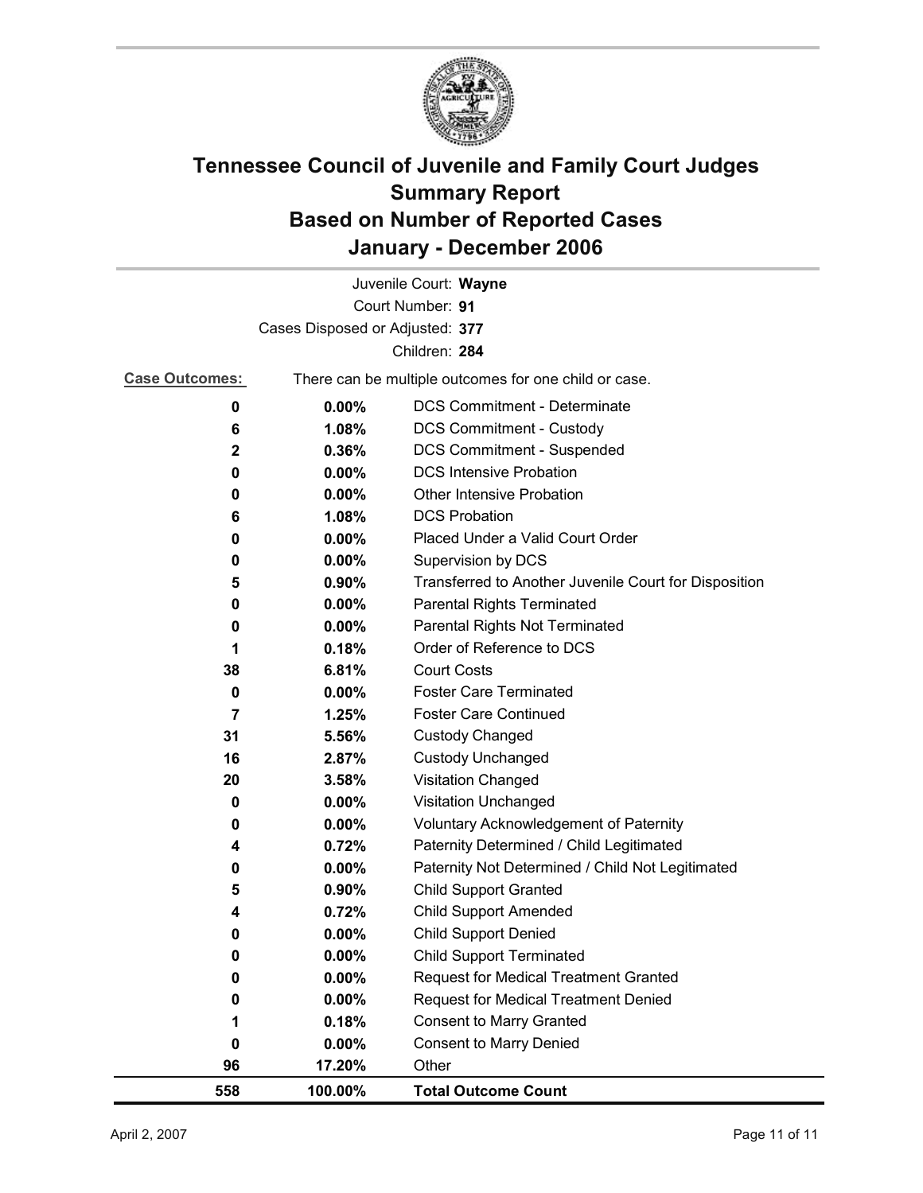# Tennessee Council of Juvenile and Family Court Judges
## Summary Report
## Based on Number of Reported Cases
## January - December 2006

Juvenile Court: **Wayne**

Court Number: **91**

Cases Disposed or Adjusted: **377**

Children: **284**

**Case Outcomes:** There can be multiple outcomes for one child or case.

| | | |
|---|---|---|
| 0 | 0.00% | DCS Commitment - Determinate |
| 6 | 1.08% | DCS Commitment - Custody |
| 2 | 0.36% | DCS Commitment - Suspended |
| 0 | 0.00% | DCS Intensive Probation |
| 0 | 0.00% | Other Intensive Probation |
| 6 | 1.08% | DCS Probation |
| 0 | 0.00% | Placed Under a Valid Court Order |
| 0 | 0.00% | Supervision by DCS |
| 5 | 0.90% | Transferred to Another Juvenile Court for Disposition |
| 0 | 0.00% | Parental Rights Terminated |
| 0 | 0.00% | Parental Rights Not Terminated |
| 1 | 0.18% | Order of Reference to DCS |
| 38 | 6.81% | Court Costs |
| 0 | 0.00% | Foster Care Terminated |
| 7 | 1.25% | Foster Care Continued |
| 31 | 5.56% | Custody Changed |
| 16 | 2.87% | Custody Unchanged |
| 20 | 3.58% | Visitation Changed |
| 0 | 0.00% | Visitation Unchanged |
| 0 | 0.00% | Voluntary Acknowledgement of Paternity |
| 4 | 0.72% | Paternity Determined / Child Legitimated |
| 0 | 0.00% | Paternity Not Determined / Child Not Legitimated |
| 5 | 0.90% | Child Support Granted |
| 4 | 0.72% | Child Support Amended |
| 0 | 0.00% | Child Support Denied |
| 0 | 0.00% | Child Support Terminated |
| 0 | 0.00% | Request for Medical Treatment Granted |
| 0 | 0.00% | Request for Medical Treatment Denied |
| 1 | 0.18% | Consent to Marry Granted |
| 0 | 0.00% | Consent to Marry Denied |
| 96 | 17.20% | Other |
| **558** | **100.00%** | **Total Outcome Count** |